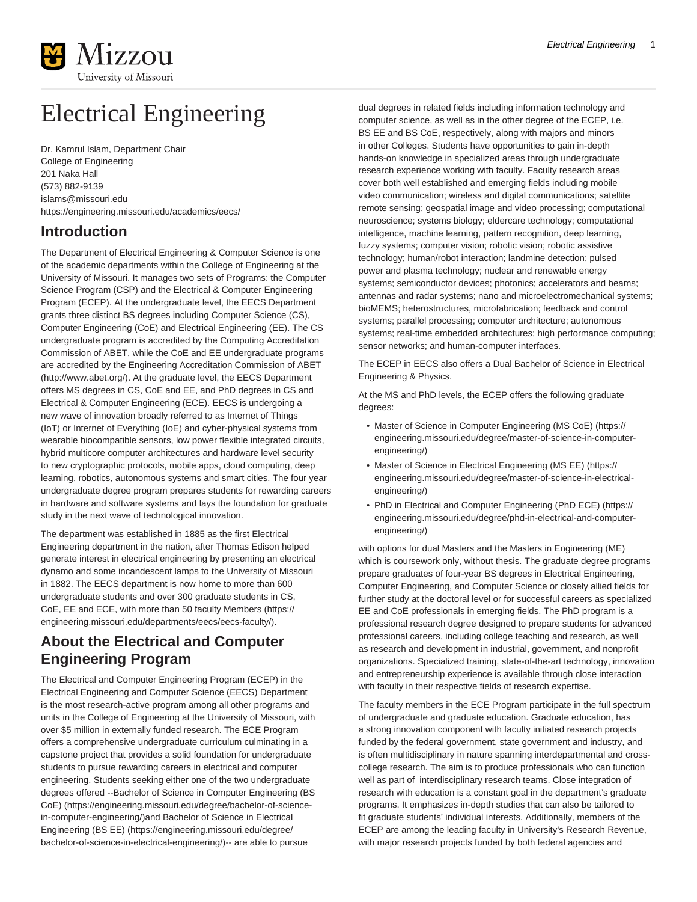# Electrical Engineering

Dr. Kamrul Islam, Department Chair
College of Engineering
201 Naka Hall
(573) 882-9139
islams@missouri.edu
https://engineering.missouri.edu/academics/eecs/

## Introduction

The Department of Electrical Engineering & Computer Science is one of the academic departments within the College of Engineering at the University of Missouri. It manages two sets of Programs: the Computer Science Program (CSP) and the Electrical & Computer Engineering Program (ECEP). At the undergraduate level, the EECS Department grants three distinct BS degrees including Computer Science (CS), Computer Engineering (CoE) and Electrical Engineering (EE). The CS undergraduate program is accredited by the Computing Accreditation Commission of ABET, while the CoE and EE undergraduate programs are accredited by the Engineering Accreditation Commission of ABET (http://www.abet.org/). At the graduate level, the EECS Department offers MS degrees in CS, CoE and EE, and PhD degrees in CS and Electrical & Computer Engineering (ECE). EECS is undergoing a new wave of innovation broadly referred to as Internet of Things (IoT) or Internet of Everything (IoE) and cyber-physical systems from wearable biocompatible sensors, low power flexible integrated circuits, hybrid multicore computer architectures and hardware level security to new cryptographic protocols, mobile apps, cloud computing, deep learning, robotics, autonomous systems and smart cities. The four year undergraduate degree program prepares students for rewarding careers in hardware and software systems and lays the foundation for graduate study in the next wave of technological innovation.

The department was established in 1885 as the first Electrical Engineering department in the nation, after Thomas Edison helped generate interest in electrical engineering by presenting an electrical dynamo and some incandescent lamps to the University of Missouri in 1882. The EECS department is now home to more than 600 undergraduate students and over 300 graduate students in CS, CoE, EE and ECE, with more than 50 faculty Members (https://engineering.missouri.edu/departments/eecs/eecs-faculty/).

## About the Electrical and Computer Engineering Program

The Electrical and Computer Engineering Program (ECEP) in the Electrical Engineering and Computer Science (EECS) Department is the most research-active program among all other programs and units in the College of Engineering at the University of Missouri, with over $5 million in externally funded research. The ECE Program offers a comprehensive undergraduate curriculum culminating in a capstone project that provides a solid foundation for undergraduate students to pursue rewarding careers in electrical and computer engineering. Students seeking either one of the two undergraduate degrees offered --Bachelor of Science in Computer Engineering (BS CoE) (https://engineering.missouri.edu/degree/bachelor-of-science-in-computer-engineering/)and Bachelor of Science in Electrical Engineering (BS EE) (https://engineering.missouri.edu/degree/bachelor-of-science-in-electrical-engineering/)-- are able to pursue dual degrees in related fields including information technology and computer science, as well as in the other degree of the ECEP, i.e. BS EE and BS CoE, respectively, along with majors and minors in other Colleges. Students have opportunities to gain in-depth hands-on knowledge in specialized areas through undergraduate research experience working with faculty. Faculty research areas cover both well established and emerging fields including mobile video communication; wireless and digital communications; satellite remote sensing; geospatial image and video processing; computational neuroscience; systems biology; eldercare technology; computational intelligence, machine learning, pattern recognition, deep learning, fuzzy systems; computer vision; robotic vision; robotic assistive technology; human/robot interaction; landmine detection; pulsed power and plasma technology; nuclear and renewable energy systems; semiconductor devices; photonics; accelerators and beams; antennas and radar systems; nano and microelectromechanical systems; bioMEMS; heterostructures, microfabrication; feedback and control systems; parallel processing; computer architecture; autonomous systems; real-time embedded architectures; high performance computing; sensor networks; and human-computer interfaces.

The ECEP in EECS also offers a Dual Bachelor of Science in Electrical Engineering & Physics.

At the MS and PhD levels, the ECEP offers the following graduate degrees:

- Master of Science in Computer Engineering (MS CoE) (https://engineering.missouri.edu/degree/master-of-science-in-computer-engineering/)
- Master of Science in Electrical Engineering (MS EE) (https://engineering.missouri.edu/degree/master-of-science-in-electrical-engineering/)
- PhD in Electrical and Computer Engineering (PhD ECE) (https://engineering.missouri.edu/degree/phd-in-electrical-and-computer-engineering/)

with options for dual Masters and the Masters in Engineering (ME) which is coursework only, without thesis. The graduate degree programs prepare graduates of four-year BS degrees in Electrical Engineering, Computer Engineering, and Computer Science or closely allied fields for further study at the doctoral level or for successful careers as specialized EE and CoE professionals in emerging fields. The PhD program is a professional research degree designed to prepare students for advanced professional careers, including college teaching and research, as well as research and development in industrial, government, and nonprofit organizations. Specialized training, state-of-the-art technology, innovation and entrepreneurship experience is available through close interaction with faculty in their respective fields of research expertise.

The faculty members in the ECE Program participate in the full spectrum of undergraduate and graduate education. Graduate education, has a strong innovation component with faculty initiated research projects funded by the federal government, state government and industry, and is often multidisciplinary in nature spanning interdepartmental and cross-college research. The aim is to produce professionals who can function well as part of interdisciplinary research teams. Close integration of research with education is a constant goal in the department's graduate programs. It emphasizes in-depth studies that can also be tailored to fit graduate students' individual interests. Additionally, members of the ECEP are among the leading faculty in University's Research Revenue, with major research projects funded by both federal agencies and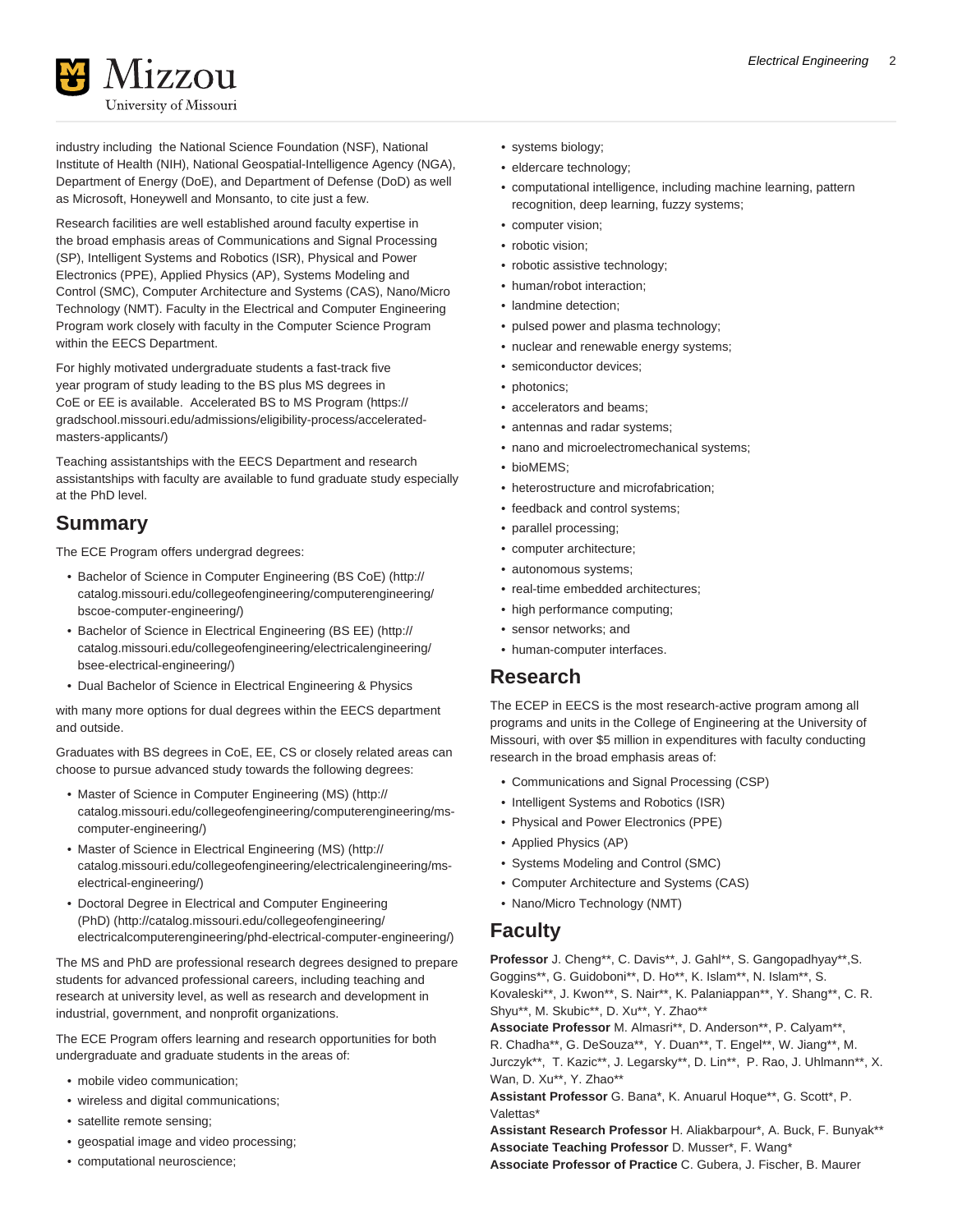industry including the National Science Foundation (NSF), National Institute of Health (NIH), National Geospatial-Intelligence Agency (NGA), Department of Energy (DoE), and Department of Defense (DoD) as well as Microsoft, Honeywell and Monsanto, to cite just a few.

Research facilities are well established around faculty expertise in the broad emphasis areas of Communications and Signal Processing (SP), Intelligent Systems and Robotics (ISR), Physical and Power Electronics (PPE), Applied Physics (AP), Systems Modeling and Control (SMC), Computer Architecture and Systems (CAS), Nano/Micro Technology (NMT). Faculty in the Electrical and Computer Engineering Program work closely with faculty in the Computer Science Program within the EECS Department.

For highly motivated undergraduate students a fast-track five year program of study leading to the BS plus MS degrees in CoE or EE is available. Accelerated BS to MS Program (https://gradschool.missouri.edu/admissions/eligibility-process/accelerated-masters-applicants/)

Teaching assistantships with the EECS Department and research assistantships with faculty are available to fund graduate study especially at the PhD level.

## Summary

The ECE Program offers undergrad degrees:

- Bachelor of Science in Computer Engineering (BS CoE) (http://catalog.missouri.edu/collegeofengineering/computerengineering/bscoe-computer-engineering/)
- Bachelor of Science in Electrical Engineering (BS EE) (http://catalog.missouri.edu/collegeofengineering/electricalengineering/bsee-electrical-engineering/)
- Dual Bachelor of Science in Electrical Engineering & Physics

with many more options for dual degrees within the EECS department and outside.

Graduates with BS degrees in CoE, EE, CS or closely related areas can choose to pursue advanced study towards the following degrees:

- Master of Science in Computer Engineering (MS) (http://catalog.missouri.edu/collegeofengineering/computerengineering/ms-computer-engineering/)
- Master of Science in Electrical Engineering (MS) (http://catalog.missouri.edu/collegeofengineering/electricalengineering/ms-electrical-engineering/)
- Doctoral Degree in Electrical and Computer Engineering (PhD) (http://catalog.missouri.edu/collegeofengineering/electricalcomputerengineering/phd-electrical-computer-engineering/)

The MS and PhD are professional research degrees designed to prepare students for advanced professional careers, including teaching and research at university level, as well as research and development in industrial, government, and nonprofit organizations.

The ECE Program offers learning and research opportunities for both undergraduate and graduate students in the areas of:

- mobile video communication;
- wireless and digital communications;
- satellite remote sensing;
- geospatial image and video processing;
- computational neuroscience;
- systems biology;
- eldercare technology;
- computational intelligence, including machine learning, pattern recognition, deep learning, fuzzy systems;
- computer vision;
- robotic vision;
- robotic assistive technology;
- human/robot interaction;
- landmine detection;
- pulsed power and plasma technology;
- nuclear and renewable energy systems;
- semiconductor devices;
- photonics;
- accelerators and beams;
- antennas and radar systems;
- nano and microelectromechanical systems;
- bioMEMS;
- heterostructure and microfabrication;
- feedback and control systems;
- parallel processing;
- computer architecture;
- autonomous systems;
- real-time embedded architectures;
- high performance computing;
- sensor networks; and
- human-computer interfaces.

## Research

The ECEP in EECS is the most research-active program among all programs and units in the College of Engineering at the University of Missouri, with over $5 million in expenditures with faculty conducting research in the broad emphasis areas of:

- Communications and Signal Processing (CSP)
- Intelligent Systems and Robotics (ISR)
- Physical and Power Electronics (PPE)
- Applied Physics (AP)
- Systems Modeling and Control (SMC)
- Computer Architecture and Systems (CAS)
- Nano/Micro Technology (NMT)

## Faculty

**Professor** J. Cheng**, C. Davis**, J. Gahl**, S. Gangopadhyay**,S. Goggins**, G. Guidoboni**, D. Ho**, K. Islam**, N. Islam**, S. Kovaleski**, J. Kwon**, S. Nair**, K. Palaniappan**, Y. Shang**, C. R. Shyu**, M. Skubic**, D. Xu**, Y. Zhao**
**Associate Professor** M. Almasri**, D. Anderson**, P. Calyam**, R. Chadha**, G. DeSouza**, Y. Duan**, T. Engel**, W. Jiang**, M. Jurczyk**, T. Kazic**, J. Legarsky**, D. Lin**, P. Rao, J. Uhlmann**, X. Wan, D. Xu**, Y. Zhao**
**Assistant Professor** G. Bana*, K. Anuarul Hoque**, G. Scott*, P. Valettas*
**Assistant Research Professor** H. Aliakbarpour*, A. Buck, F. Bunyak**
**Associate Teaching Professor** D. Musser*, F. Wang*
**Associate Professor of Practice** C. Gubera, J. Fischer, B. Maurer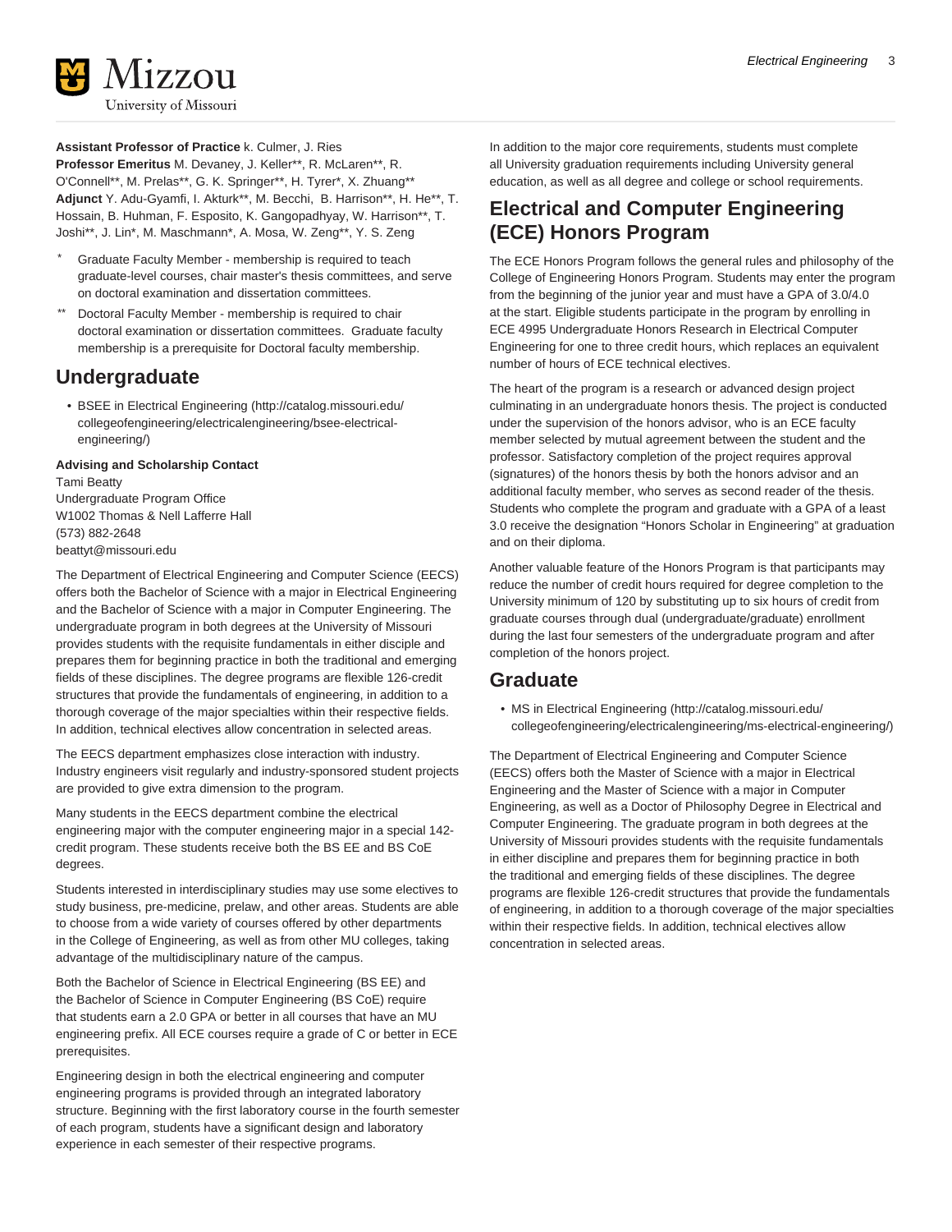**Assistant Professor of Practice** k. Culmer, J. Ries

**Professor Emeritus** M. Devaney, J. Keller**, R. McLaren**, R. O'Connell**, M. Prelas**, G. K. Springer**, H. Tyrer*, X. Zhuang**

**Adjunct** Y. Adu-Gyamfi, I. Akturk**, M. Becchi, B. Harrison**, H. He**, T. Hossain, B. Huhman, F. Esposito, K. Gangopadhyay, W. Harrison**, T. Joshi**, J. Lin*, M. Maschmann*, A. Mosa, W. Zeng**, Y. S. Zeng

- \* Graduate Faculty Member - membership is required to teach graduate-level courses, chair master's thesis committees, and serve on doctoral examination and dissertation committees.
- ** Doctoral Faculty Member - membership is required to chair doctoral examination or dissertation committees. Graduate faculty membership is a prerequisite for Doctoral faculty membership.

## Undergraduate

- BSEE in Electrical Engineering (http://catalog.missouri.edu/collegeofengineering/electricalengineering/bsee-electrical-engineering/)

**Advising and Scholarship Contact**
Tami Beatty
Undergraduate Program Office
W1002 Thomas & Nell Lafferre Hall
(573) 882-2648
beattyt@missouri.edu

The Department of Electrical Engineering and Computer Science (EECS) offers both the Bachelor of Science with a major in Electrical Engineering and the Bachelor of Science with a major in Computer Engineering. The undergraduate program in both degrees at the University of Missouri provides students with the requisite fundamentals in either disciple and prepares them for beginning practice in both the traditional and emerging fields of these disciplines. The degree programs are flexible 126-credit structures that provide the fundamentals of engineering, in addition to a thorough coverage of the major specialties within their respective fields. In addition, technical electives allow concentration in selected areas.

The EECS department emphasizes close interaction with industry. Industry engineers visit regularly and industry-sponsored student projects are provided to give extra dimension to the program.

Many students in the EECS department combine the electrical engineering major with the computer engineering major in a special 142-credit program. These students receive both the BS EE and BS CoE degrees.

Students interested in interdisciplinary studies may use some electives to study business, pre-medicine, prelaw, and other areas. Students are able to choose from a wide variety of courses offered by other departments in the College of Engineering, as well as from other MU colleges, taking advantage of the multidisciplinary nature of the campus.

Both the Bachelor of Science in Electrical Engineering (BS EE) and the Bachelor of Science in Computer Engineering (BS CoE) require that students earn a 2.0 GPA or better in all courses that have an MU engineering prefix. All ECE courses require a grade of C or better in ECE prerequisites.

Engineering design in both the electrical engineering and computer engineering programs is provided through an integrated laboratory structure. Beginning with the first laboratory course in the fourth semester of each program, students have a significant design and laboratory experience in each semester of their respective programs.

In addition to the major core requirements, students must complete all University graduation requirements including University general education, as well as all degree and college or school requirements.

## Electrical and Computer Engineering (ECE) Honors Program

The ECE Honors Program follows the general rules and philosophy of the College of Engineering Honors Program. Students may enter the program from the beginning of the junior year and must have a GPA of 3.0/4.0 at the start. Eligible students participate in the program by enrolling in ECE 4995 Undergraduate Honors Research in Electrical Computer Engineering for one to three credit hours, which replaces an equivalent number of hours of ECE technical electives.

The heart of the program is a research or advanced design project culminating in an undergraduate honors thesis. The project is conducted under the supervision of the honors advisor, who is an ECE faculty member selected by mutual agreement between the student and the professor. Satisfactory completion of the project requires approval (signatures) of the honors thesis by both the honors advisor and an additional faculty member, who serves as second reader of the thesis. Students who complete the program and graduate with a GPA of a least 3.0 receive the designation “Honors Scholar in Engineering” at graduation and on their diploma.

Another valuable feature of the Honors Program is that participants may reduce the number of credit hours required for degree completion to the University minimum of 120 by substituting up to six hours of credit from graduate courses through dual (undergraduate/graduate) enrollment during the last four semesters of the undergraduate program and after completion of the honors project.

## Graduate

- MS in Electrical Engineering (http://catalog.missouri.edu/collegeofengineering/electricalengineering/ms-electrical-engineering/)

The Department of Electrical Engineering and Computer Science (EECS) offers both the Master of Science with a major in Electrical Engineering and the Master of Science with a major in Computer Engineering, as well as a Doctor of Philosophy Degree in Electrical and Computer Engineering. The graduate program in both degrees at the University of Missouri provides students with the requisite fundamentals in either discipline and prepares them for beginning practice in both the traditional and emerging fields of these disciplines. The degree programs are flexible 126-credit structures that provide the fundamentals of engineering, in addition to a thorough coverage of the major specialties within their respective fields. In addition, technical electives allow concentration in selected areas.